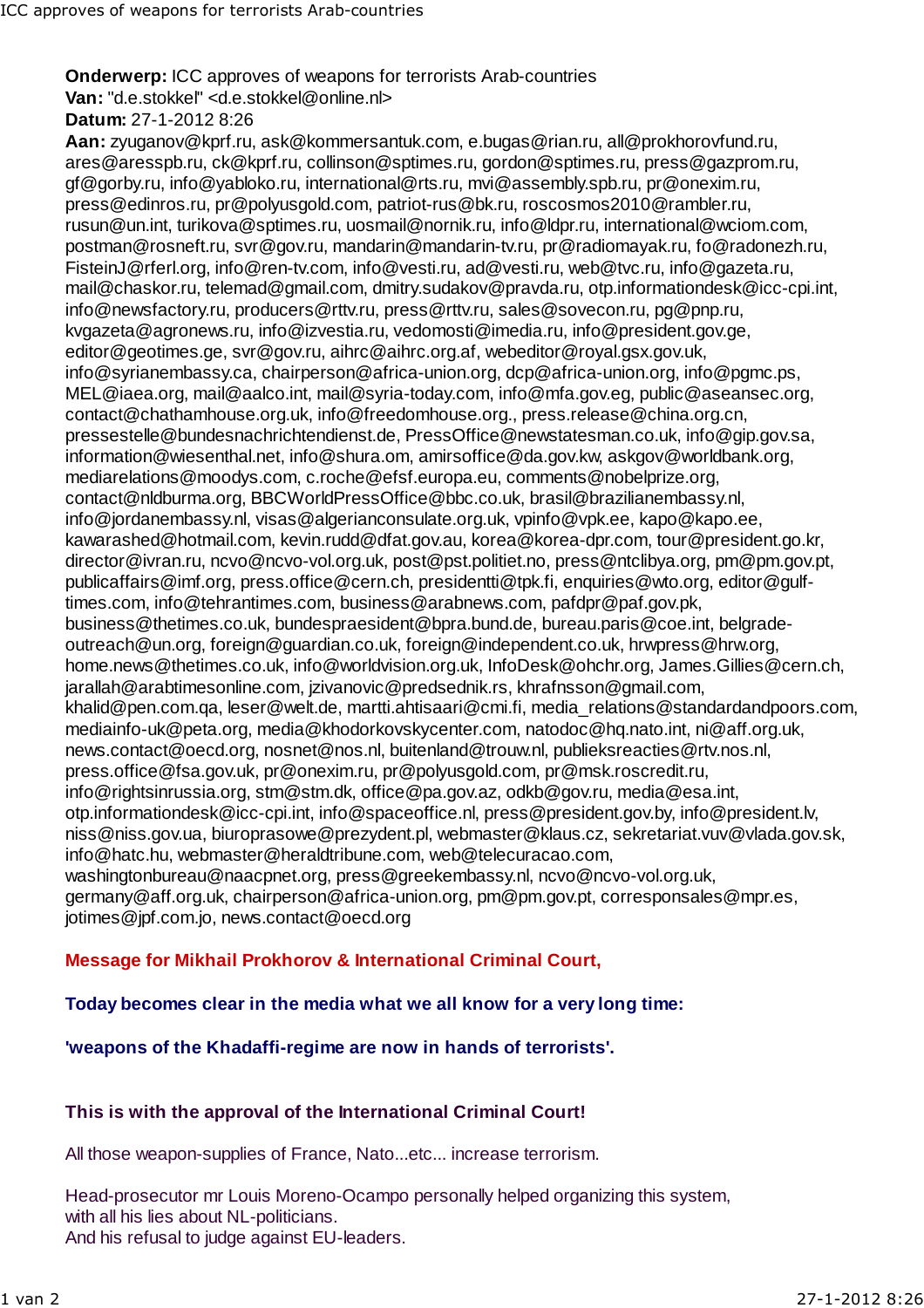**Onderwerp:** ICC approves of weapons for terrorists Arab-countries
**Van:** "d.e.stokkel" <d.e.stokkel@online.nl>
**Datum:** 27-1-2012 8:26
**Aan:** zyuganov@kprf.ru, ask@kommersantuk.com, e.bugas@rian.ru, all@prokhorovfund.ru, ares@aresspb.ru, ck@kprf.ru, collinson@sptimes.ru, gordon@sptimes.ru, press@gazprom.ru, gf@gorby.ru, info@yabloko.ru, international@rts.ru, mvi@assembly.spb.ru, pr@onexim.ru, press@edinros.ru, pr@polyusgold.com, patriot-rus@bk.ru, roscosmos2010@rambler.ru, rusun@un.int, turikova@sptimes.ru, uosmail@nornik.ru, info@ldpr.ru, international@wciom.com, postman@rosneft.ru, svr@gov.ru, mandarin@mandarin-tv.ru, pr@radiomayak.ru, fo@radonezh.ru, FisteinJ@rferl.org, info@ren-tv.com, info@vesti.ru, ad@vesti.ru, web@tvc.ru, info@gazeta.ru, mail@chaskor.ru, telemad@gmail.com, dmitry.sudakov@pravda.ru, otp.informationdesk@icc-cpi.int, info@newsfactory.ru, producers@rttv.ru, press@rttv.ru, sales@sovecon.ru, pg@pnp.ru, kvgazeta@agronews.ru, info@izvestia.ru, vedomosti@imedia.ru, info@president.gov.ge, editor@geotimes.ge, svr@gov.ru, aihrc@aihrc.org.af, webeditor@royal.gsx.gov.uk, info@syrianembassy.ca, chairperson@africa-union.org, dcp@africa-union.org, info@pgmc.ps, MEL@iaea.org, mail@aalco.int, mail@syria-today.com, info@mfa.gov.eg, public@aseansec.org, contact@chathamhouse.org.uk, info@freedomhouse.org., press.release@china.org.cn, pressestelle@bundesnachrichtendienst.de, PressOffice@newstatesman.co.uk, info@gip.gov.sa, information@wiesenthal.net, info@shura.om, amirsoffice@da.gov.kw, askgov@worldbank.org, mediarelations@moodys.com, c.roche@efsf.europa.eu, comments@nobelprize.org, contact@nldburma.org, BBCWorldPressOffice@bbc.co.uk, brasil@brazilianembassy.nl, info@jordanembassy.nl, visas@algerianconsulate.org.uk, vpinfo@vpk.ee, kapo@kapo.ee, kawarashed@hotmail.com, kevin.rudd@dfat.gov.au, korea@korea-dpr.com, tour@president.go.kr, director@ivran.ru, ncvo@ncvo-vol.org.uk, post@pst.politiet.no, press@ntclibya.org, pm@pm.gov.pt, publicaffairs@imf.org, press.office@cern.ch, presidentti@tpk.fi, enquiries@wto.org, editor@gulf-times.com, info@tehrantimes.com, business@arabnews.com, pafdpr@paf.gov.pk, business@thetimes.co.uk, bundespraesident@bpra.bund.de, bureau.paris@coe.int, belgrade-outreach@un.org, foreign@guardian.co.uk, foreign@independent.co.uk, hrwpress@hrw.org, home.news@thetimes.co.uk, info@worldvision.org.uk, InfoDesk@ohchr.org, James.Gillies@cern.ch, jarallah@arabtimesonline.com, jzivanovic@predsednik.rs, khrafnsson@gmail.com, khalid@pen.com.qa, leser@welt.de, martti.ahtisaari@cmi.fi, media_relations@standardandpoors.com, mediainfo-uk@peta.org, media@khodorkovskycenter.com, natodoc@hq.nato.int, ni@aff.org.uk, news.contact@oecd.org, nosnet@nos.nl, buitenland@trouw.nl, publieksreacties@rtv.nos.nl, press.office@fsa.gov.uk, pr@onexim.ru, pr@polyusgold.com, pr@msk.roscredit.ru, info@rightsinrussia.org, stm@stm.dk, office@pa.gov.az, odkb@gov.ru, media@esa.int, otp.informationdesk@icc-cpi.int, info@spaceoffice.nl, press@president.gov.by, info@president.lv, niss@niss.gov.ua, biuroprasowe@prezydent.pl, webmaster@klaus.cz, sekretariat.vuv@vlada.gov.sk, info@hatc.hu, webmaster@heraldtribune.com, web@telecuracao.com, washingtonbureau@naacpnet.org, press@greekembassy.nl, ncvo@ncvo-vol.org.uk, germany@aff.org.uk, chairperson@africa-union.org, pm@pm.gov.pt, corresponsales@mpr.es, jotimes@jpf.com.jo, news.contact@oecd.org

**Message for Mikhail Prokhorov & International Criminal Court,**

**Today becomes clear in the media what we all know for a very long time:**

**'weapons of the Khadaffi-regime are now in hands of terrorists'.**

**This is with the approval of the International Criminal Court!**

All those weapon-supplies of France, Nato...etc... increase terrorism.

Head-prosecutor mr Louis Moreno-Ocampo personally helped organizing this system,
with all his lies about NL-politicians.
And his refusal to judge against EU-leaders.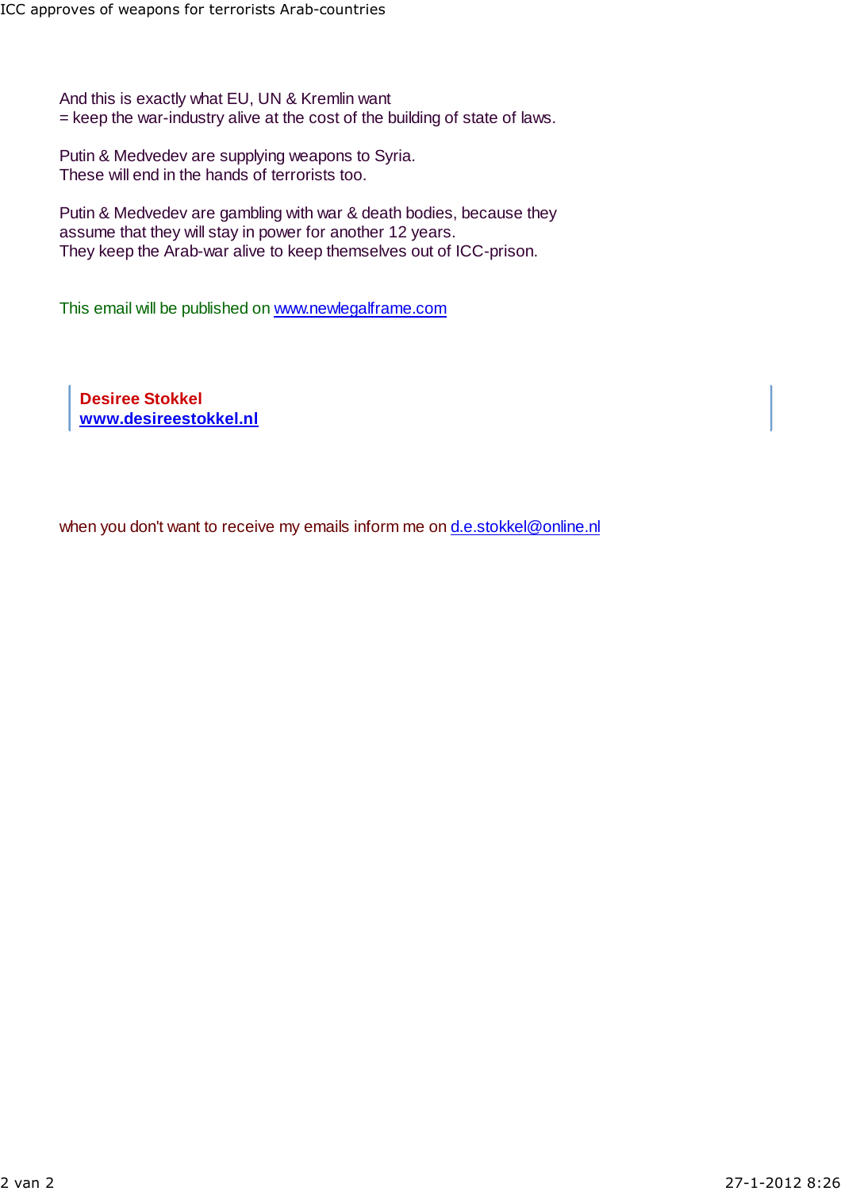And this is exactly what EU, UN & Kremlin want
= keep the war-industry alive at the cost of the building of state of laws.

Putin & Medvedev are supplying weapons to Syria.
These will end in the hands of terrorists too.

Putin & Medvedev are gambling with war & death bodies, because they assume that they will stay in power for another 12 years.
They keep the Arab-war alive to keep themselves out of ICC-prison.

This email will be published on www.newlegalframe.com

**Desiree Stokkel**
**www.desireestokkel.nl**

when you don't want to receive my emails inform me on d.e.stokkel@online.nl